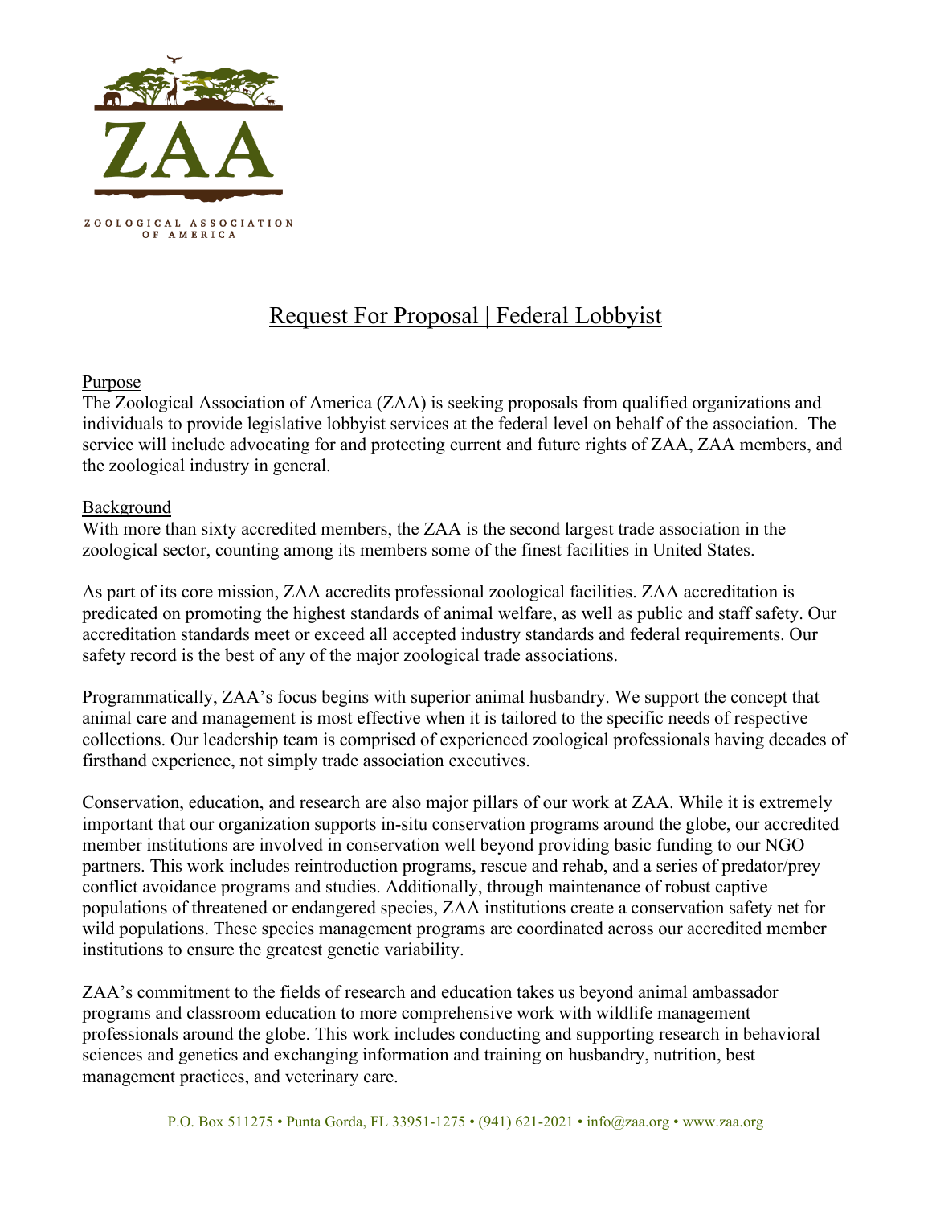ZAA

ZOOLOGICAL ASSOCIATION OF AMERICA

# Request For Proposal | Federal Lobbyist

## Purpose

The Zoological Association of America (ZAA) is seeking proposals from qualified organizations and individuals to provide legislative lobbyist services at the federal level on behalf of the association. The service will include advocating for and protecting current and future rights of ZAA, ZAA members, and the zoological industry in general.

## Background

With more than sixty accredited members, the ZAA is the second largest trade association in the zoological sector, counting among its members some of the finest facilities in United States.

As part of its core mission, ZAA accredits professional zoological facilities. ZAA accreditation is predicated on promoting the highest standards of animal welfare, as well as public and staff safety. Our accreditation standards meet or exceed all accepted industry standards and federal requirements. Our safety record is the best of any of the major zoological trade associations.

Programmatically, ZAA's focus begins with superior animal husbandry. We support the concept that animal care and management is most effective when it is tailored to the specific needs of respective collections. Our leadership team is comprised of experienced zoological professionals having decades of firsthand experience, not simply trade association executives.

Conservation, education, and research are also major pillars of our work at ZAA. While it is extremely important that our organization supports in-situ conservation programs around the globe, our accredited member institutions are involved in conservation well beyond providing basic funding to our NGO partners. This work includes reintroduction programs, rescue and rehab, and a series of predator/prey conflict avoidance programs and studies. Additionally, through maintenance of robust captive populations of threatened or endangered species, ZAA institutions create a conservation safety net for wild populations. These species management programs are coordinated across our accredited member institutions to ensure the greatest genetic variability.

ZAA's commitment to the fields of research and education takes us beyond animal ambassador programs and classroom education to more comprehensive work with wildlife management professionals around the globe. This work includes conducting and supporting research in behavioral sciences and genetics and exchanging information and training on husbandry, nutrition, best management practices, and veterinary care.

P.O. Box 511275 • Punta Gorda, FL 33951-1275 • (941) 621-2021 • info@zaa.org • www.zaa.org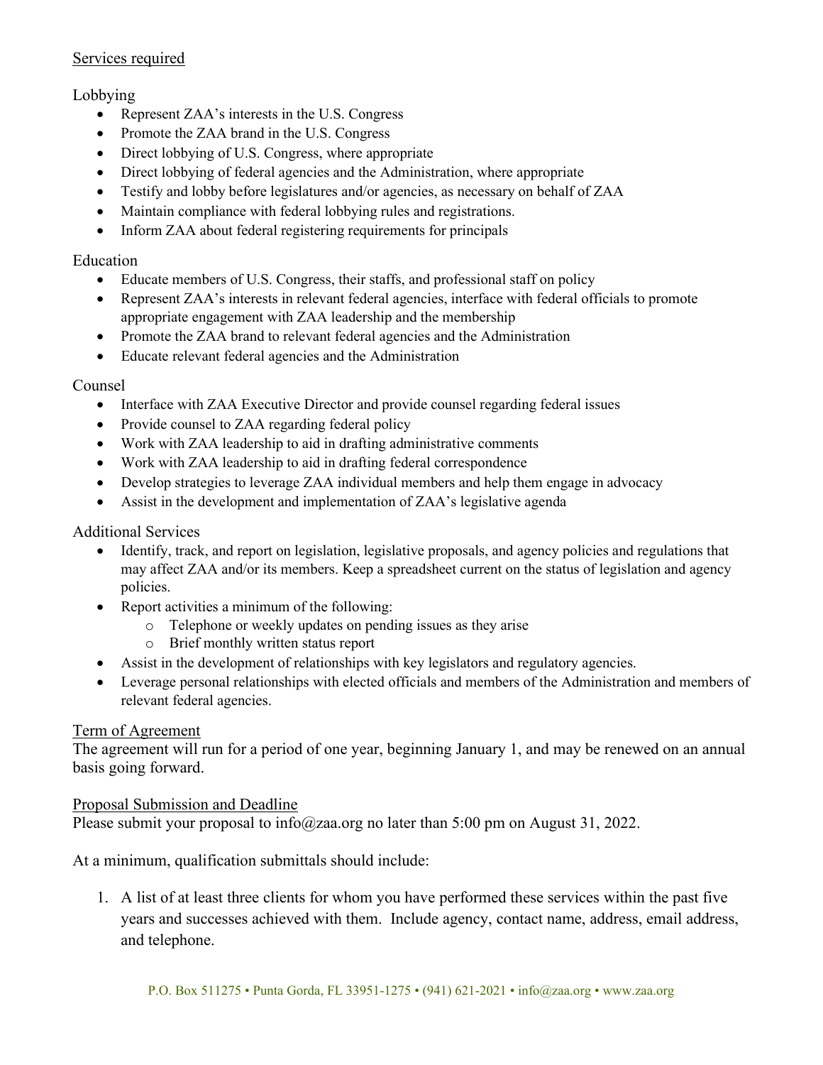## Services required

### Lobbying

- Represent ZAA's interests in the U.S. Congress
- Promote the ZAA brand in the U.S. Congress
- Direct lobbying of U.S. Congress, where appropriate
- Direct lobbying of federal agencies and the Administration, where appropriate
- Testify and lobby before legislatures and/or agencies, as necessary on behalf of ZAA
- Maintain compliance with federal lobbying rules and registrations.
- Inform ZAA about federal registering requirements for principals

### Education

- Educate members of U.S. Congress, their staffs, and professional staff on policy
- Represent ZAA's interests in relevant federal agencies, interface with federal officials to promote appropriate engagement with ZAA leadership and the membership
- Promote the ZAA brand to relevant federal agencies and the Administration
- Educate relevant federal agencies and the Administration

### Counsel

- Interface with ZAA Executive Director and provide counsel regarding federal issues
- Provide counsel to ZAA regarding federal policy
- Work with ZAA leadership to aid in drafting administrative comments
- Work with ZAA leadership to aid in drafting federal correspondence
- Develop strategies to leverage ZAA individual members and help them engage in advocacy
- Assist in the development and implementation of ZAA's legislative agenda

### Additional Services

- Identify, track, and report on legislation, legislative proposals, and agency policies and regulations that may affect ZAA and/or its members. Keep a spreadsheet current on the status of legislation and agency policies.
- Report activities a minimum of the following:
  - Telephone or weekly updates on pending issues as they arise
  - Brief monthly written status report
- Assist in the development of relationships with key legislators and regulatory agencies.
- Leverage personal relationships with elected officials and members of the Administration and members of relevant federal agencies.

## Term of Agreement

The agreement will run for a period of one year, beginning January 1, and may be renewed on an annual basis going forward.

## Proposal Submission and Deadline

Please submit your proposal to info@zaa.org no later than 5:00 pm on August 31, 2022.

At a minimum, qualification submittals should include:

1. A list of at least three clients for whom you have performed these services within the past five years and successes achieved with them. Include agency, contact name, address, email address, and telephone.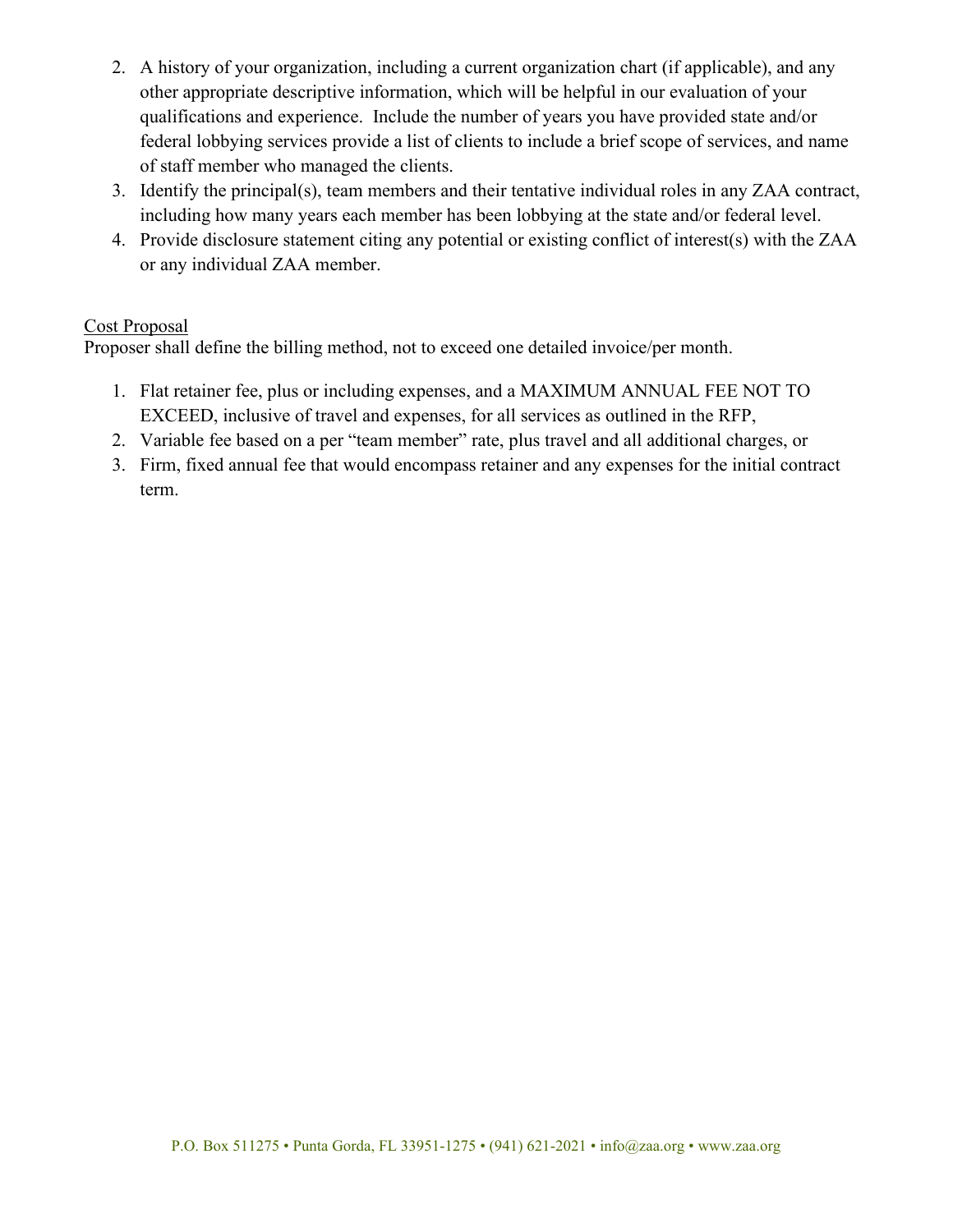2. A history of your organization, including a current organization chart (if applicable), and any other appropriate descriptive information, which will be helpful in our evaluation of your qualifications and experience. Include the number of years you have provided state and/or federal lobbying services provide a list of clients to include a brief scope of services, and name of staff member who managed the clients.
3. Identify the principal(s), team members and their tentative individual roles in any ZAA contract, including how many years each member has been lobbying at the state and/or federal level.
4. Provide disclosure statement citing any potential or existing conflict of interest(s) with the ZAA or any individual ZAA member.

<u>Cost Proposal</u>

Proposer shall define the billing method, not to exceed one detailed invoice/per month.

1. Flat retainer fee, plus or including expenses, and a MAXIMUM ANNUAL FEE NOT TO EXCEED, inclusive of travel and expenses, for all services as outlined in the RFP,
2. Variable fee based on a per "team member" rate, plus travel and all additional charges, or
3. Firm, fixed annual fee that would encompass retainer and any expenses for the initial contract term.